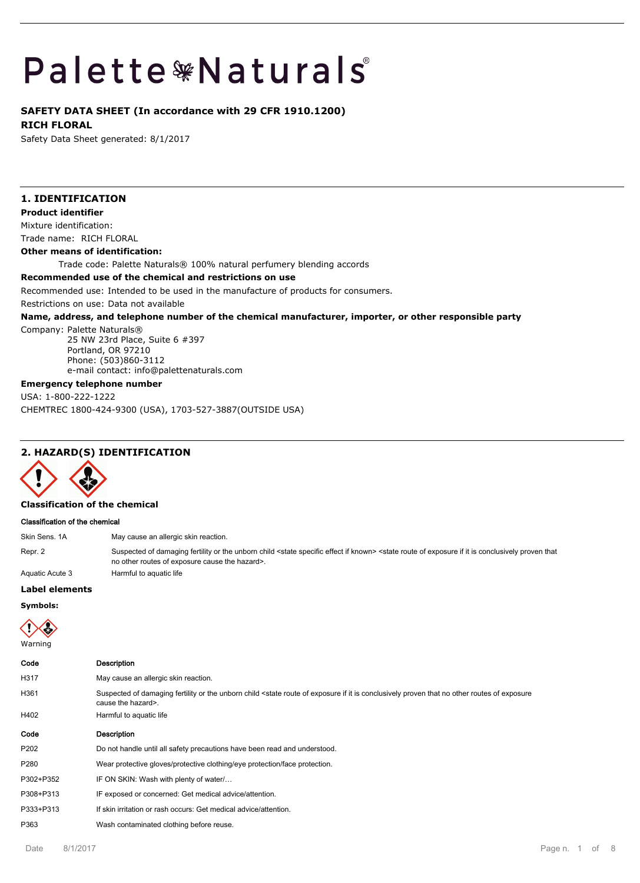# Palette Naturals®

**SAFETY DATA SHEET (In accordance with 29 CFR 1910.1200)**

**RICH FLORAL**

Safety Data Sheet generated: 8/1/2017

## 1. IDENTIFICATION

**Product identifier**

Mixture identification:

Trade name: RICH FLORAL

**Other means of identification:**

Trade code: Palette Naturals® 100% natural perfumery blending accords

**Recommended use of the chemical and restrictions on use**

Recommended use: Intended to be used in the manufacture of products for consumers.

Restrictions on use: Data not available

**Name, address, and telephone number of the chemical manufacturer, importer, or other responsible party**

Company: Palette Naturals®
25 NW 23rd Place, Suite 6 #397
Portland, OR 97210
Phone: (503)860-3112
e-mail contact: info@palettenaturals.com

**Emergency telephone number**

USA: 1-800-222-1222

CHEMTREC 1800-424-9300 (USA), 1703-527-3887(OUTSIDE USA)

## 2. HAZARD(S) IDENTIFICATION

**Classification of the chemical**

**Classification of the chemical**

| | |
|---|---|
| Skin Sens. 1A | May cause an allergic skin reaction. |
| Repr. 2 | Suspected of damaging fertility or the unborn child <state specific effect if known> <state route of exposure if it is conclusively proven that no other routes of exposure cause the hazard>. |
| Aquatic Acute 3 | Harmful to aquatic life |

**Label elements**

**Symbols:**

Warning

| Code | Description |
|---|---|
| H317 | May cause an allergic skin reaction. |
| H361 | Suspected of damaging fertility or the unborn child <state route of exposure if it is conclusively proven that no other routes of exposure cause the hazard>. |
| H402 | Harmful to aquatic life |

| Code | Description |
|---|---|
| P202 | Do not handle until all safety precautions have been read and understood. |
| P280 | Wear protective gloves/protective clothing/eye protection/face protection. |
| P302+P352 | IF ON SKIN: Wash with plenty of water/… |
| P308+P313 | IF exposed or concerned: Get medical advice/attention. |
| P333+P313 | If skin irritation or rash occurs: Get medical advice/attention. |
| P363 | Wash contaminated clothing before reuse. |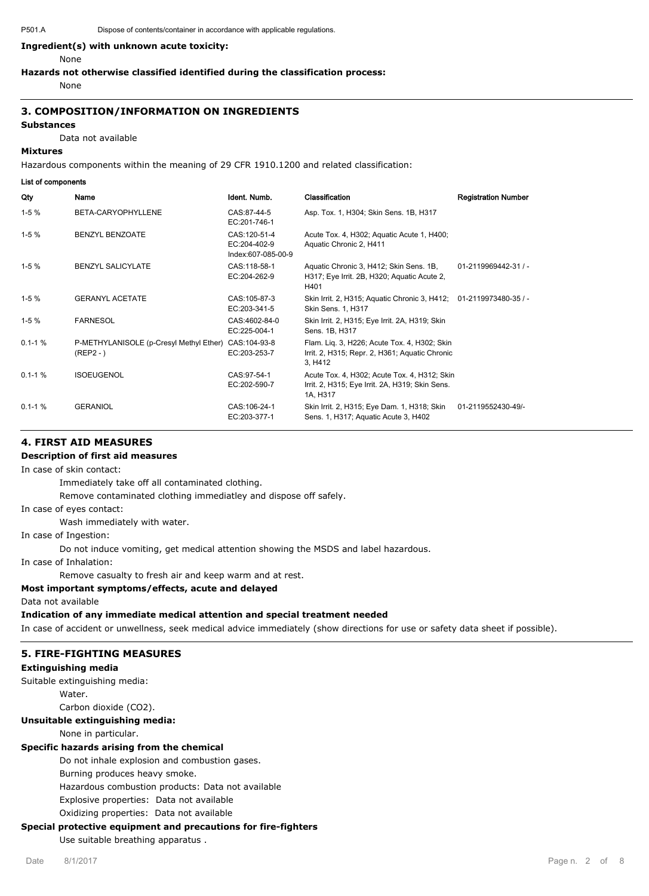P501.A Dispose of contents/container in accordance with applicable regulations.

**Ingredient(s) with unknown acute toxicity:**

None

**Hazards not otherwise classified identified during the classification process:**

None

## 3. COMPOSITION/INFORMATION ON INGREDIENTS

**Substances**

Data not available

**Mixtures**

Hazardous components within the meaning of 29 CFR 1910.1200 and related classification:

**List of components**

| Qty | Name | Ident. Numb. | Classification | Registration Number |
|---|---|---|---|---|
| 1-5 % | BETA-CARYOPHYLLENE | CAS:87-44-5 EC:201-746-1 | Asp. Tox. 1, H304; Skin Sens. 1B, H317 | |
| 1-5 % | BENZYL BENZOATE | CAS:120-51-4 EC:204-402-9 Index:607-085-00-9 | Acute Tox. 4, H302; Aquatic Acute 1, H400; Aquatic Chronic 2, H411 | |
| 1-5 % | BENZYL SALICYLATE | CAS:118-58-1 EC:204-262-9 | Aquatic Chronic 3, H412; Skin Sens. 1B, H317; Eye Irrit. 2B, H320; Aquatic Acute 2, H401 | 01-2119969442-31 / - |
| 1-5 % | GERANYL ACETATE | CAS:105-87-3 EC:203-341-5 | Skin Irrit. 2, H315; Aquatic Chronic 3, H412; Skin Sens. 1, H317 | 01-2119973480-35 / - |
| 1-5 % | FARNESOL | CAS:4602-84-0 EC:225-004-1 | Skin Irrit. 2, H315; Eye Irrit. 2A, H319; Skin Sens. 1B, H317 | |
| 0.1-1 % | P-METHYLANISOLE (p-Cresyl Methyl Ether) (REP2 - ) | CAS:104-93-8 EC:203-253-7 | Flam. Liq. 3, H226; Acute Tox. 4, H302; Skin Irrit. 2, H315; Repr. 2, H361; Aquatic Chronic 3, H412 | |
| 0.1-1 % | ISOEUGENOL | CAS:97-54-1 EC:202-590-7 | Acute Tox. 4, H302; Acute Tox. 4, H312; Skin Irrit. 2, H315; Eye Irrit. 2A, H319; Skin Sens. 1A, H317 | |
| 0.1-1 % | GERANIOL | CAS:106-24-1 EC:203-377-1 | Skin Irrit. 2, H315; Eye Dam. 1, H318; Skin Sens. 1, H317; Aquatic Acute 3, H402 | 01-2119552430-49/- |

## 4. FIRST AID MEASURES

**Description of first aid measures**

In case of skin contact:

Immediately take off all contaminated clothing.

Remove contaminated clothing immediatley and dispose off safely.

In case of eyes contact:

Wash immediately with water.

In case of Ingestion:

Do not induce vomiting, get medical attention showing the MSDS and label hazardous.

In case of Inhalation:

Remove casualty to fresh air and keep warm and at rest.

**Most important symptoms/effects, acute and delayed**

Data not available

**Indication of any immediate medical attention and special treatment needed**

In case of accident or unwellness, seek medical advice immediately (show directions for use or safety data sheet if possible).

## 5. FIRE-FIGHTING MEASURES

**Extinguishing media**

Suitable extinguishing media:

Water.

Carbon dioxide ($CO_2$).

**Unsuitable extinguishing media:**

None in particular.

**Specific hazards arising from the chemical**

Do not inhale explosion and combustion gases.

Burning produces heavy smoke.

Hazardous combustion products: Data not available

Explosive properties: Data not available

Oxidizing properties: Data not available

**Special protective equipment and precautions for fire-fighters**

Use suitable breathing apparatus .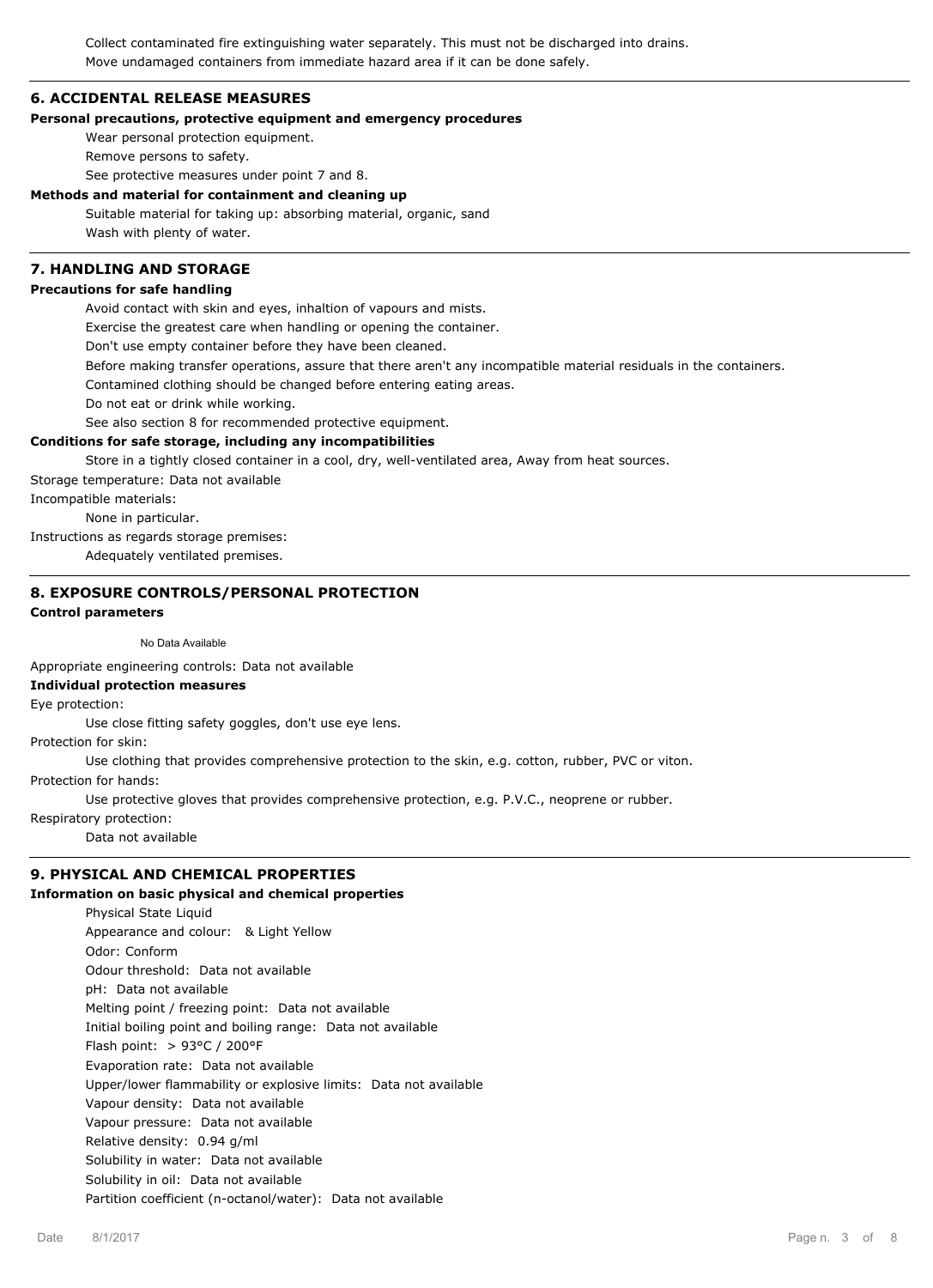Collect contaminated fire extinguishing water separately. This must not be discharged into drains.

Move undamaged containers from immediate hazard area if it can be done safely.

## 6. ACCIDENTAL RELEASE MEASURES

**Personal precautions, protective equipment and emergency procedures**

Wear personal protection equipment.

Remove persons to safety.

See protective measures under point 7 and 8.

**Methods and material for containment and cleaning up**

Suitable material for taking up: absorbing material, organic, sand

Wash with plenty of water.

## 7. HANDLING AND STORAGE

**Precautions for safe handling**

Avoid contact with skin and eyes, inhaltion of vapours and mists.

Exercise the greatest care when handling or opening the container.

Don't use empty container before they have been cleaned.

Before making transfer operations, assure that there aren't any incompatible material residuals in the containers.

Contamined clothing should be changed before entering eating areas.

Do not eat or drink while working.

See also section 8 for recommended protective equipment.

**Conditions for safe storage, including any incompatibilities**

Store in a tightly closed container in a cool, dry, well-ventilated area, Away from heat sources.

Storage temperature: Data not available

Incompatible materials:

None in particular.

Instructions as regards storage premises:

Adequately ventilated premises.

## 8. EXPOSURE CONTROLS/PERSONAL PROTECTION

**Control parameters**

No Data Available

Appropriate engineering controls: Data not available

**Individual protection measures**

Eye protection:

Use close fitting safety goggles, don't use eye lens.

Protection for skin:

Use clothing that provides comprehensive protection to the skin, e.g. cotton, rubber, PVC or viton.

Protection for hands:

Use protective gloves that provides comprehensive protection, e.g. P.V.C., neoprene or rubber.

Respiratory protection:

Data not available

## 9. PHYSICAL AND CHEMICAL PROPERTIES

**Information on basic physical and chemical properties**

Physical State Liquid

Appearance and colour: & Light Yellow

Odor: Conform

Odour threshold: Data not available

pH: Data not available

Melting point / freezing point: Data not available

Initial boiling point and boiling range: Data not available

Flash point: > 93°C / 200°F

Evaporation rate: Data not available

Upper/lower flammability or explosive limits: Data not available

Vapour density: Data not available

Vapour pressure: Data not available

Relative density: 0.94 g/ml

Solubility in water: Data not available

Solubility in oil: Data not available

Partition coefficient (n-octanol/water): Data not available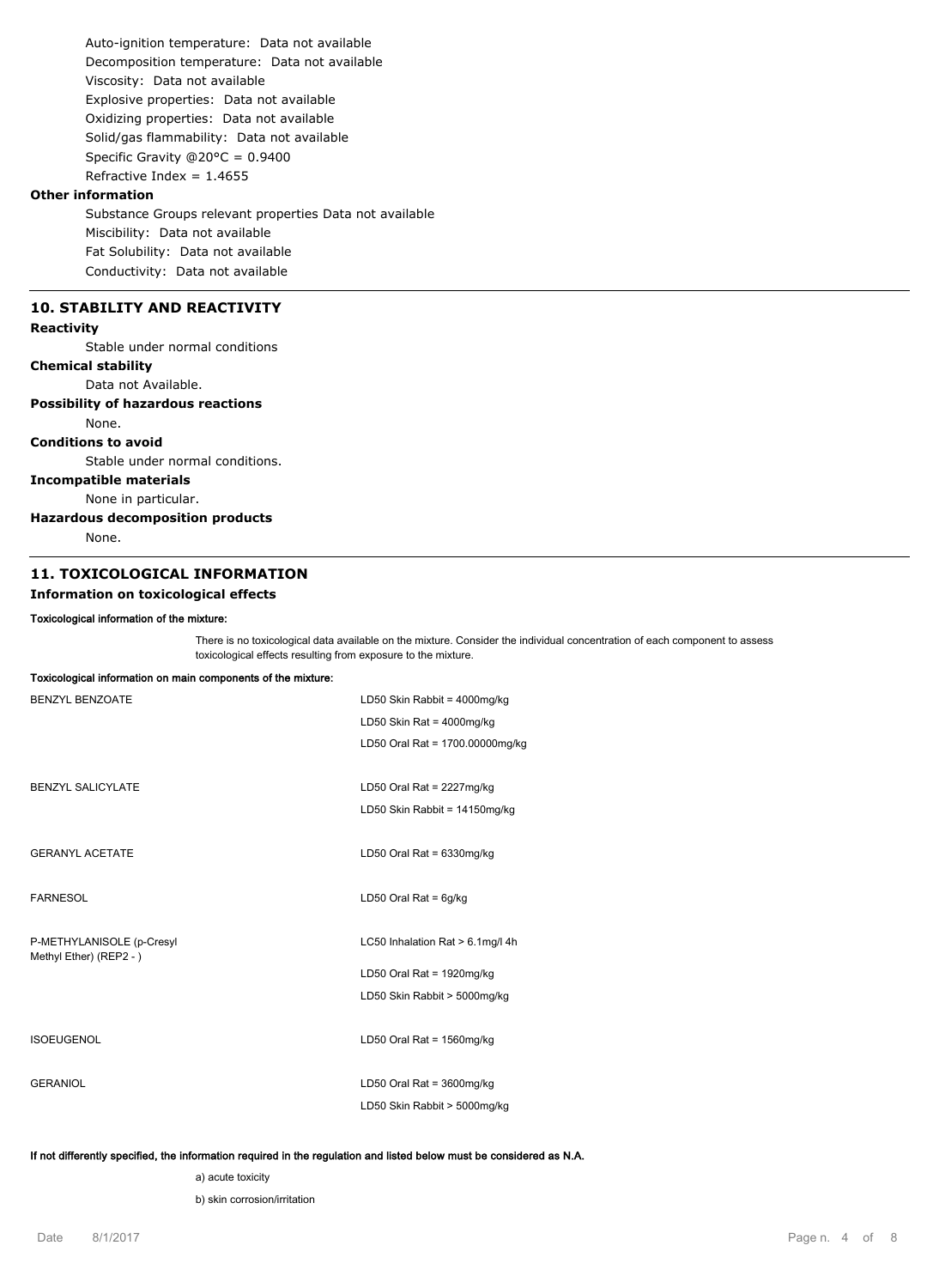Auto-ignition temperature: Data not available
Decomposition temperature: Data not available
Viscosity: Data not available
Explosive properties: Data not available
Oxidizing properties: Data not available
Solid/gas flammability: Data not available
Specific Gravity @20°C = 0.9400
Refractive Index = 1.4655

**Other information**

Substance Groups relevant properties Data not available
Miscibility: Data not available
Fat Solubility: Data not available
Conductivity: Data not available

## 10. STABILITY AND REACTIVITY

**Reactivity**

Stable under normal conditions

**Chemical stability**

Data not Available.

**Possibility of hazardous reactions**

None.

**Conditions to avoid**

Stable under normal conditions.

**Incompatible materials**

None in particular.

**Hazardous decomposition products**

None.

## 11. TOXICOLOGICAL INFORMATION

**Information on toxicological effects**

**Toxicological information of the mixture:**

There is no toxicological data available on the mixture. Consider the individual concentration of each component to assess toxicological effects resulting from exposure to the mixture.

**Toxicological information on main components of the mixture:**

| | |
|---|---|
| BENZYL BENZOATE | LD50 Skin Rabbit = 4000mg/kg |
| | LD50 Skin Rat = 4000mg/kg |
| | LD50 Oral Rat = 1700.00000mg/kg |
| BENZYL SALICYLATE | LD50 Oral Rat = 2227mg/kg |
| | LD50 Skin Rabbit = 14150mg/kg |
| GERANYL ACETATE | LD50 Oral Rat = 6330mg/kg |
| FARNESOL | LD50 Oral Rat = 6g/kg |
| P-METHYLANISOLE (p-Cresyl Methyl Ether) (REP2 - ) | LC50 Inhalation Rat > 6.1mg/l 4h |
| | LD50 Oral Rat = 1920mg/kg |
| | LD50 Skin Rabbit > 5000mg/kg |
| ISOEUGENOL | LD50 Oral Rat = 1560mg/kg |
| GERANIOL | LD50 Oral Rat = 3600mg/kg |
| | LD50 Skin Rabbit > 5000mg/kg |

**If not differently specified, the information required in the regulation and listed below must be considered as N.A.**

a) acute toxicity

b) skin corrosion/irritation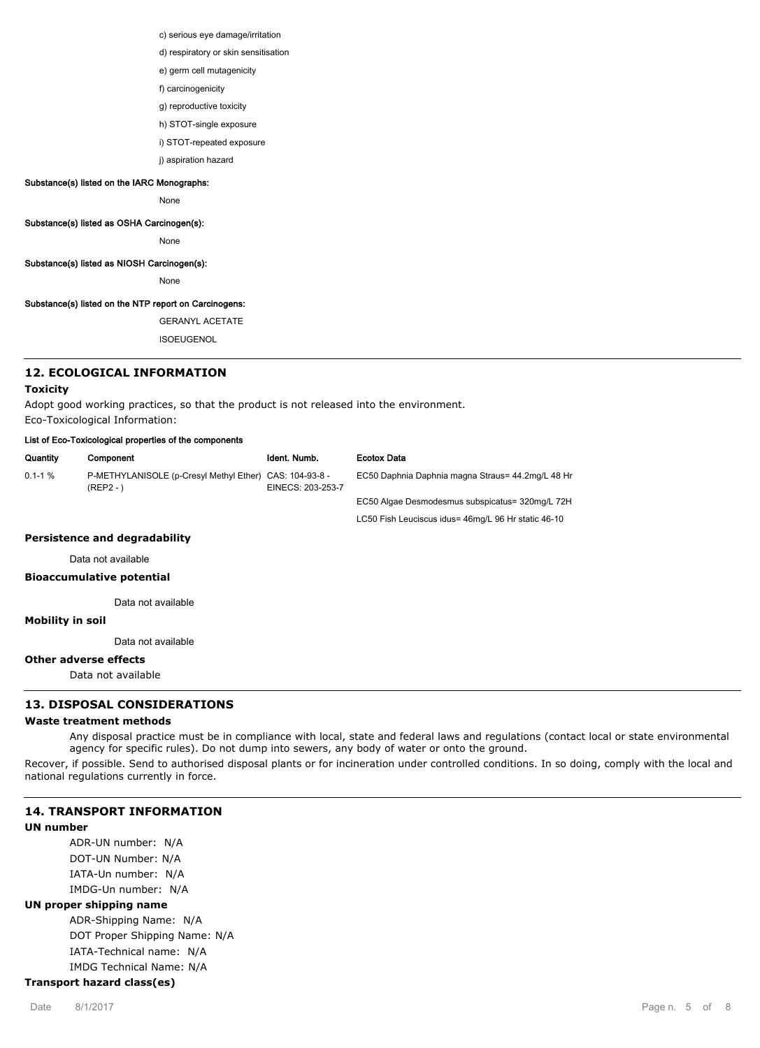c) serious eye damage/irritation

d) respiratory or skin sensitisation

e) germ cell mutagenicity

f) carcinogenicity

g) reproductive toxicity

h) STOT-single exposure

i) STOT-repeated exposure

j) aspiration hazard

**Substance(s) listed on the IARC Monographs:**

None

**Substance(s) listed as OSHA Carcinogen(s):**

None

**Substance(s) listed as NIOSH Carcinogen(s):**

None

**Substance(s) listed on the NTP report on Carcinogens:**

GERANYL ACETATE

ISOEUGENOL

## 12. ECOLOGICAL INFORMATION

**Toxicity**

Adopt good working practices, so that the product is not released into the environment.

Eco-Toxicological Information:

**List of Eco-Toxicological properties of the components**

| Quantity | Component | Ident. Numb. | Ecotox Data |
|---|---|---|---|
| 0.1-1 % | P-METHYLANISOLE (p-Cresyl Methyl Ether) (REP2 - ) | CAS: 104-93-8 - EINECS: 203-253-7 | EC50 Daphnia Daphnia magna Straus= 44.2mg/L 48 Hr |
| | | | EC50 Algae Desmodesmus subspicatus= 320mg/L 72H |
| | | | LC50 Fish Leuciscus idus= 46mg/L 96 Hr static 46-10 |

**Persistence and degradability**

Data not available

**Bioaccumulative potential**

Data not available

**Mobility in soil**

Data not available

**Other adverse effects**

Data not available

## 13. DISPOSAL CONSIDERATIONS

**Waste treatment methods**

Any disposal practice must be in compliance with local, state and federal laws and regulations (contact local or state environmental agency for specific rules). Do not dump into sewers, any body of water or onto the ground.

Recover, if possible. Send to authorised disposal plants or for incineration under controlled conditions. In so doing, comply with the local and national regulations currently in force.

## 14. TRANSPORT INFORMATION

**UN number**

ADR-UN number: N/A

DOT-UN Number: N/A

IATA-Un number: N/A

IMDG-Un number: N/A

**UN proper shipping name**

ADR-Shipping Name: N/A

DOT Proper Shipping Name: N/A

IATA-Technical name: N/A

IMDG Technical Name: N/A

**Transport hazard class(es)**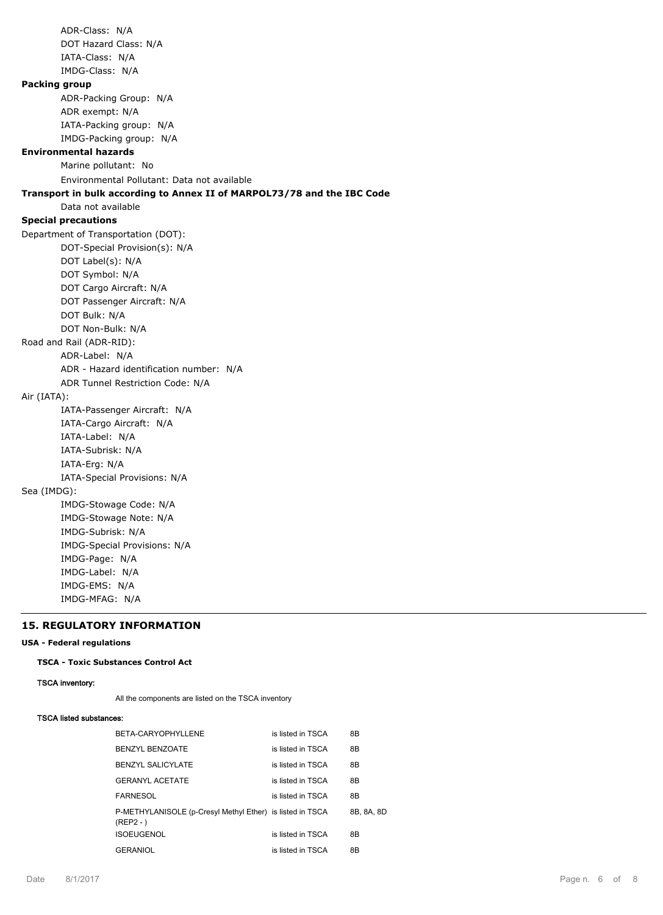ADR-Class: N/A

DOT Hazard Class: N/A

IATA-Class: N/A

IMDG-Class: N/A

**Packing group**

ADR-Packing Group: N/A

ADR exempt: N/A

IATA-Packing group: N/A

IMDG-Packing group: N/A

**Environmental hazards**

Marine pollutant: No

Environmental Pollutant: Data not available

**Transport in bulk according to Annex II of MARPOL73/78 and the IBC Code**

Data not available

**Special precautions**

Department of Transportation (DOT):

DOT-Special Provision(s): N/A

DOT Label(s): N/A

DOT Symbol: N/A

DOT Cargo Aircraft: N/A

DOT Passenger Aircraft: N/A

DOT Bulk: N/A

DOT Non-Bulk: N/A

Road and Rail (ADR-RID):

ADR-Label: N/A

ADR - Hazard identification number: N/A

ADR Tunnel Restriction Code: N/A

Air (IATA):

IATA-Passenger Aircraft: N/A

IATA-Cargo Aircraft: N/A

IATA-Label: N/A

IATA-Subrisk: N/A

IATA-Erg: N/A

IATA-Special Provisions: N/A

Sea (IMDG):

IMDG-Stowage Code: N/A

IMDG-Stowage Note: N/A

IMDG-Subrisk: N/A

IMDG-Special Provisions: N/A

IMDG-Page: N/A

IMDG-Label: N/A

IMDG-EMS: N/A

IMDG-MFAG: N/A

## 15. REGULATORY INFORMATION

**USA - Federal regulations**

**TSCA - Toxic Substances Control Act**

**TSCA inventory:**

All the components are listed on the TSCA inventory

**TSCA listed substances:**

| | | |
|---|---|---|
| BETA-CARYOPHYLLENE | is listed in TSCA | 8B |
| BENZYL BENZOATE | is listed in TSCA | 8B |
| BENZYL SALICYLATE | is listed in TSCA | 8B |
| GERANYL ACETATE | is listed in TSCA | 8B |
| FARNESOL | is listed in TSCA | 8B |
| P-METHYLANISOLE (p-Cresyl Methyl Ether) (REP2 - ) | is listed in TSCA | 8B, 8A, 8D |
| ISOEUGENOL | is listed in TSCA | 8B |
| GERANIOL | is listed in TSCA | 8B |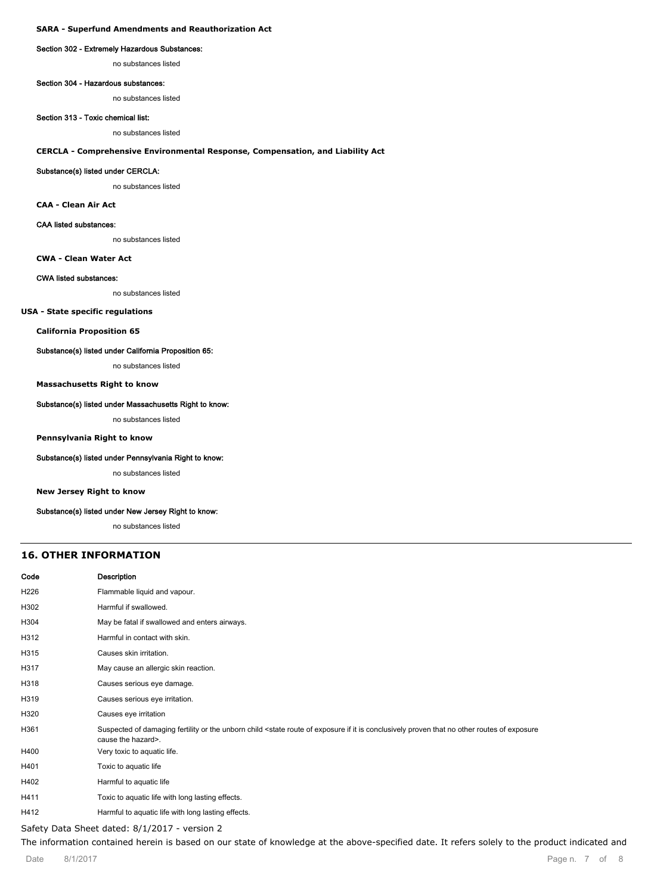**SARA - Superfund Amendments and Reauthorization Act**

**Section 302 - Extremely Hazardous Substances:**

no substances listed

**Section 304 - Hazardous substances:**

no substances listed

**Section 313 - Toxic chemical list:**

no substances listed

**CERCLA - Comprehensive Environmental Response, Compensation, and Liability Act**

**Substance(s) listed under CERCLA:**

no substances listed

**CAA - Clean Air Act**

**CAA listed substances:**

no substances listed

**CWA - Clean Water Act**

**CWA listed substances:**

no substances listed

**USA - State specific regulations**

**California Proposition 65**

**Substance(s) listed under California Proposition 65:**

no substances listed

**Massachusetts Right to know**

**Substance(s) listed under Massachusetts Right to know:**

no substances listed

**Pennsylvania Right to know**

**Substance(s) listed under Pennsylvania Right to know:**

no substances listed

**New Jersey Right to know**

**Substance(s) listed under New Jersey Right to know:**

no substances listed

## 16. OTHER INFORMATION

| Code | Description |
|---|---|
| H226 | Flammable liquid and vapour. |
| H302 | Harmful if swallowed. |
| H304 | May be fatal if swallowed and enters airways. |
| H312 | Harmful in contact with skin. |
| H315 | Causes skin irritation. |
| H317 | May cause an allergic skin reaction. |
| H318 | Causes serious eye damage. |
| H319 | Causes serious eye irritation. |
| H320 | Causes eye irritation |
| H361 | Suspected of damaging fertility or the unborn child <state route of exposure if it is conclusively proven that no other routes of exposure cause the hazard>. |
| H400 | Very toxic to aquatic life. |
| H401 | Toxic to aquatic life |
| H402 | Harmful to aquatic life |
| H411 | Toxic to aquatic life with long lasting effects. |
| H412 | Harmful to aquatic life with long lasting effects. |

Safety Data Sheet dated: 8/1/2017 - version 2

The information contained herein is based on our state of knowledge at the above-specified date. It refers solely to the product indicated and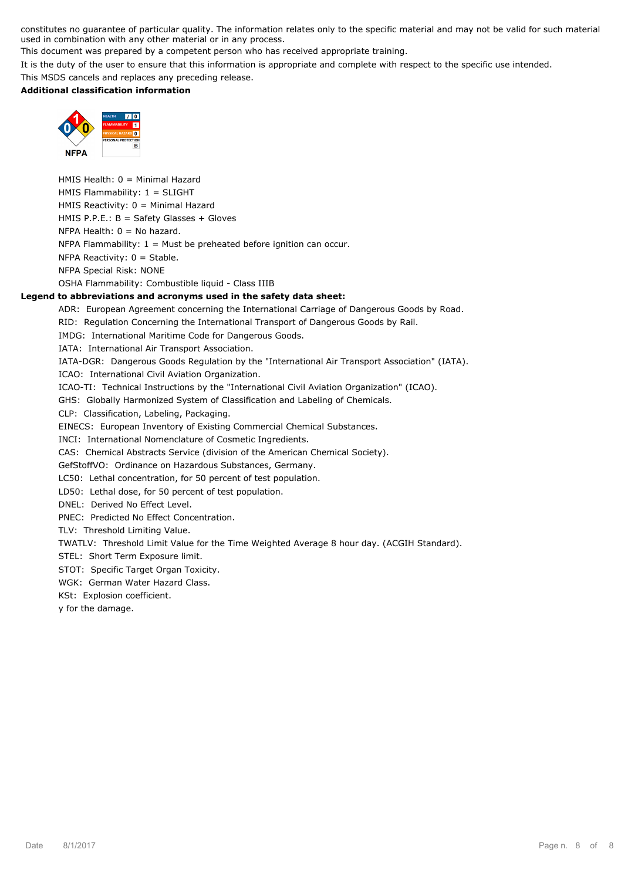constitutes no guarantee of particular quality. The information relates only to the specific material and may not be valid for such material used in combination with any other material or in any process.

This document was prepared by a competent person who has received appropriate training.

It is the duty of the user to ensure that this information is appropriate and complete with respect to the specific use intended.

This MSDS cancels and replaces any preceding release.

**Additional classification information**

HMIS Health: 0 = Minimal Hazard

HMIS Flammability: 1 = SLIGHT

HMIS Reactivity: 0 = Minimal Hazard

HMIS P.P.E.: B = Safety Glasses + Gloves

NFPA Health: 0 = No hazard.

NFPA Flammability: 1 = Must be preheated before ignition can occur.

NFPA Reactivity: 0 = Stable.

NFPA Special Risk: NONE

OSHA Flammability: Combustible liquid - Class IIIB

**Legend to abbreviations and acronyms used in the safety data sheet:**

ADR: European Agreement concerning the International Carriage of Dangerous Goods by Road.

RID: Regulation Concerning the International Transport of Dangerous Goods by Rail.

IMDG: International Maritime Code for Dangerous Goods.

IATA: International Air Transport Association.

IATA-DGR: Dangerous Goods Regulation by the "International Air Transport Association" (IATA).

ICAO: International Civil Aviation Organization.

ICAO-TI: Technical Instructions by the "International Civil Aviation Organization" (ICAO).

GHS: Globally Harmonized System of Classification and Labeling of Chemicals.

CLP: Classification, Labeling, Packaging.

EINECS: European Inventory of Existing Commercial Chemical Substances.

INCI: International Nomenclature of Cosmetic Ingredients.

CAS: Chemical Abstracts Service (division of the American Chemical Society).

GefStoffVO: Ordinance on Hazardous Substances, Germany.

LC50: Lethal concentration, for 50 percent of test population.

LD50: Lethal dose, for 50 percent of test population.

DNEL: Derived No Effect Level.

PNEC: Predicted No Effect Concentration.

TLV: Threshold Limiting Value.

TWATLV: Threshold Limit Value for the Time Weighted Average 8 hour day. (ACGIH Standard).

STEL: Short Term Exposure limit.

STOT: Specific Target Organ Toxicity.

WGK: German Water Hazard Class.

KSt: Explosion coefficient.

y for the damage.

Date 8/1/2017